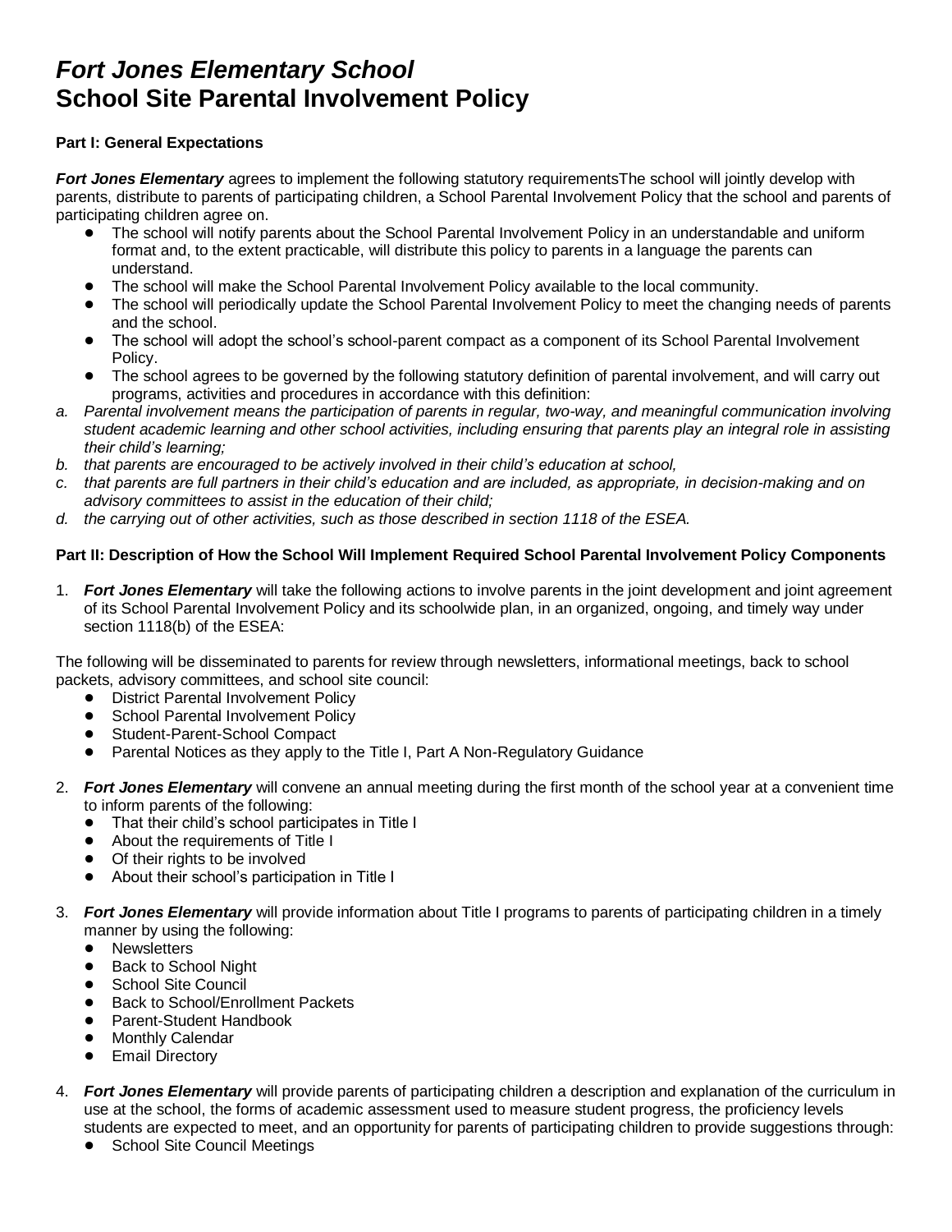# *Fort Jones Elementary School*
# School Site Parental Involvement Policy

**Part I: General Expectations**

***Fort Jones Elementary*** agrees to implement the following statutory requirementsThe school will jointly develop with parents, distribute to parents of participating children, a School Parental Involvement Policy that the school and parents of participating children agree on.

- The school will notify parents about the School Parental Involvement Policy in an understandable and uniform format and, to the extent practicable, will distribute this policy to parents in a language the parents can understand.
- The school will make the School Parental Involvement Policy available to the local community.
- The school will periodically update the School Parental Involvement Policy to meet the changing needs of parents and the school.
- The school will adopt the school's school-parent compact as a component of its School Parental Involvement Policy.
- The school agrees to be governed by the following statutory definition of parental involvement, and will carry out programs, activities and procedures in accordance with this definition:

a. *Parental involvement means the participation of parents in regular, two-way, and meaningful communication involving student academic learning and other school activities, including ensuring that parents play an integral role in assisting their child's learning;*
b. *that parents are encouraged to be actively involved in their child's education at school,*
c. *that parents are full partners in their child's education and are included, as appropriate, in decision-making and on advisory committees to assist in the education of their child;*
d. *the carrying out of other activities, such as those described in section 1118 of the ESEA.*

**Part II: Description of How the School Will Implement Required School Parental Involvement Policy Components**

1. ***Fort Jones Elementary*** will take the following actions to involve parents in the joint development and joint agreement of its School Parental Involvement Policy and its schoolwide plan, in an organized, ongoing, and timely way under section 1118(b) of the ESEA:

The following will be disseminated to parents for review through newsletters, informational meetings, back to school packets, advisory committees, and school site council:

- District Parental Involvement Policy
- School Parental Involvement Policy
- Student-Parent-School Compact
- Parental Notices as they apply to the Title I, Part A Non-Regulatory Guidance

2. ***Fort Jones Elementary*** will convene an annual meeting during the first month of the school year at a convenient time to inform parents of the following:
   - That their child's school participates in Title I
   - About the requirements of Title I
   - Of their rights to be involved
   - About their school's participation in Title I

3. ***Fort Jones Elementary*** will provide information about Title I programs to parents of participating children in a timely manner by using the following:
   - Newsletters
   - Back to School Night
   - School Site Council
   - Back to School/Enrollment Packets
   - Parent-Student Handbook
   - Monthly Calendar
   - Email Directory

4. ***Fort Jones Elementary*** will provide parents of participating children a description and explanation of the curriculum in use at the school, the forms of academic assessment used to measure student progress, the proficiency levels students are expected to meet, and an opportunity for parents of participating children to provide suggestions through:
   - School Site Council Meetings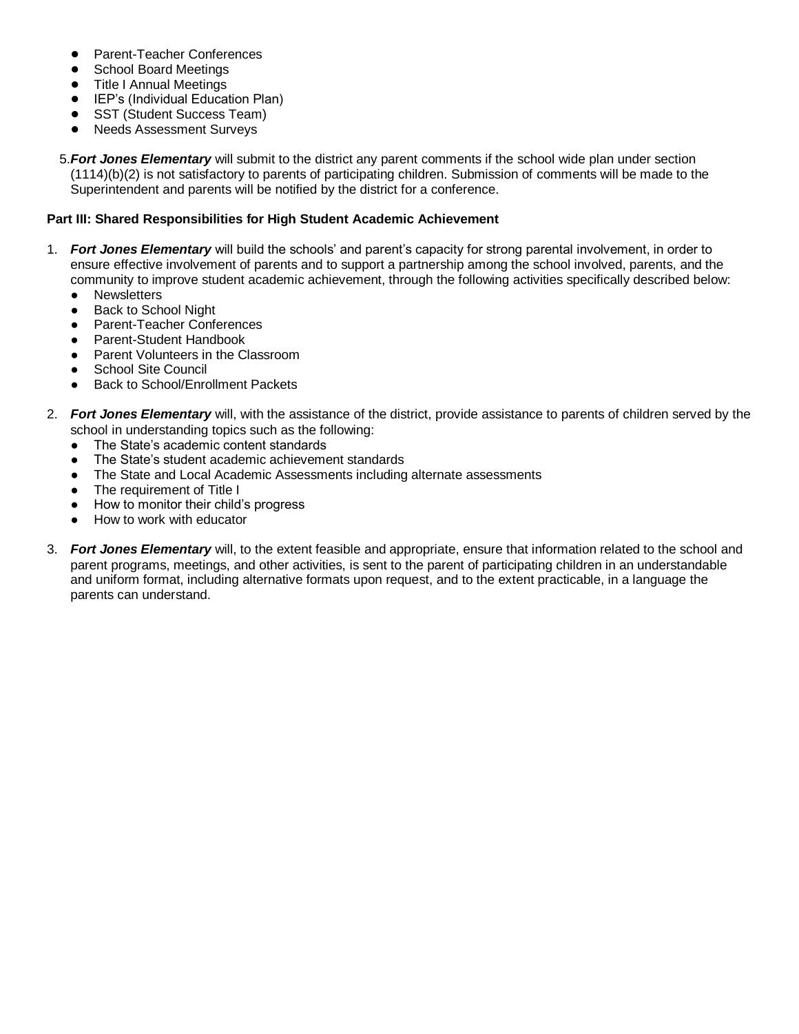- Parent-Teacher Conferences
- School Board Meetings
- Title I Annual Meetings
- IEP's (Individual Education Plan)
- SST (Student Success Team)
- Needs Assessment Surveys

5. ***Fort Jones Elementary*** will submit to the district any parent comments if the school wide plan under section (1114)(b)(2) is not satisfactory to parents of participating children. Submission of comments will be made to the Superintendent and parents will be notified by the district for a conference.

**Part III: Shared Responsibilities for High Student Academic Achievement**

1. ***Fort Jones Elementary*** will build the schools' and parent's capacity for strong parental involvement, in order to ensure effective involvement of parents and to support a partnership among the school involved, parents, and the community to improve student academic achievement, through the following activities specifically described below:
   - Newsletters
   - Back to School Night
   - Parent-Teacher Conferences
   - Parent-Student Handbook
   - Parent Volunteers in the Classroom
   - School Site Council
   - Back to School/Enrollment Packets

2. ***Fort Jones Elementary*** will, with the assistance of the district, provide assistance to parents of children served by the school in understanding topics such as the following:
   - The State's academic content standards
   - The State's student academic achievement standards
   - The State and Local Academic Assessments including alternate assessments
   - The requirement of Title I
   - How to monitor their child's progress
   - How to work with educator

3. ***Fort Jones Elementary*** will, to the extent feasible and appropriate, ensure that information related to the school and parent programs, meetings, and other activities, is sent to the parent of participating children in an understandable and uniform format, including alternative formats upon request, and to the extent practicable, in a language the parents can understand.